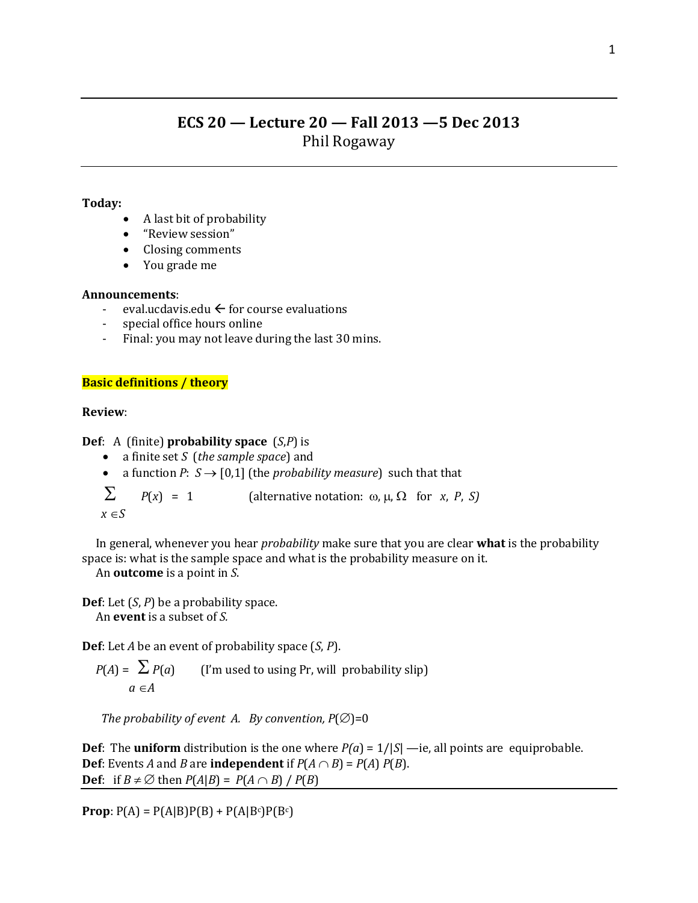# ECS 20 — Lecture 20 — Fall 2013 —5 Dec 2013

Phil Rogaway

---

**Today:**

- A last bit of probability
- "Review session"
- Closing comments
- You grade me

**Announcements**:

- eval.ucdavis.edu ← for course evaluations
- special office hours online
- Final: you may not leave during the last 30 mins.

**Basic definitions / theory**

**Review**:

**Def**: A (finite) **probability space** $(S,P)$ is

- a finite set $S$ (*the sample space*) and
- a function $P$: $S \to [0,1]$ (the *probability measure*) such that that

$$\sum_{x \in S} P(x) = 1 \qquad \text{(alternative notation: } \omega, \mu, \Omega \text{ for } x, P, S)$$

In general, whenever you hear *probability* make sure that you are clear **what** is the probability space is: what is the sample space and what is the probability measure on it.
An **outcome** is a point in $S$.

**Def**: Let $(S, P)$ be a probability space.
An **event** is a subset of $S$.

**Def**: Let $A$ be an event of probability space $(S, P)$.

$$P(A) = \sum_{a \in A} P(a) \qquad \text{(I'm used to using Pr, will probability slip)}$$

*The probability of event A. By convention,* $P(\emptyset)=0$

**Def**: The **uniform** distribution is the one where $P(a) = 1/|S|$ —ie, all points are equiprobable.
**Def**: Events $A$ and $B$ are **independent** if $P(A \cap B) = P(A)\,P(B)$.
**Def**: if $B \neq \emptyset$ then $P(A|B) = P(A \cap B) / P(B)$

---

**Prop**: $P(A) = P(A|B)P(B) + P(A|B^c)P(B^c)$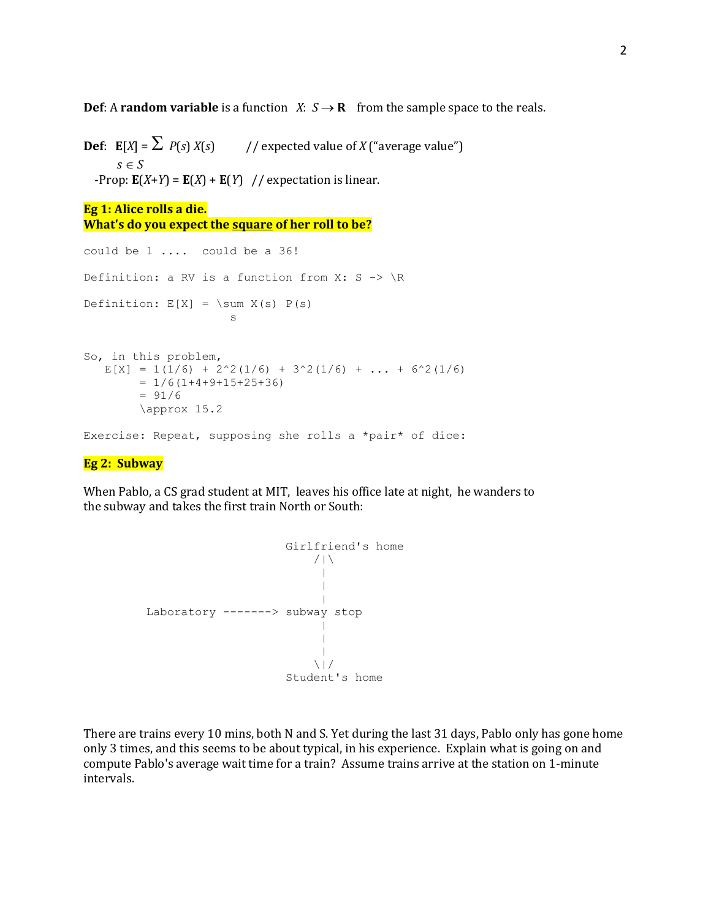**Def**: A **random variable** is a function $X: S \to \mathbf{R}$ from the sample space to the reals.

**Def**: $\mathbf{E}[X] = \sum_{s \in S} P(s)\, X(s)$ // expected value of $X$ ("average value")

-Prop: $\mathbf{E}(X+Y) = \mathbf{E}(X) + \mathbf{E}(Y)$ // expectation is linear.

**Eg 1: Alice rolls a die.**
**What's do you expect the <u>square</u> of her roll to be?**

```
could be 1 ....  could be a 36!

Definition: a RV is a function from X: S -> \R

Definition: E[X] = \sum X(s) P(s)
                    s


So, in this problem,
   E[X] = 1(1/6) + 2^2(1/6) + 3^2(1/6) + ... + 6^2(1/6)
        = 1/6(1+4+9+15+25+36)
        = 91/6
        \approx 15.2

Exercise: Repeat, supposing she rolls a *pair* of dice:
```

**Eg 2: Subway**

When Pablo, a CS grad student at MIT, leaves his office late at night, he wanders to the subway and takes the first train North or South:

```
                          Girlfriend's home
                              /|\
                               |
                               |
                               |
      Laboratory -------> subway stop
                               |
                               |
                               |
                              \|/
                          Student's home
```

There are trains every 10 mins, both N and S. Yet during the last 31 days, Pablo only has gone home only 3 times, and this seems to be about typical, in his experience. Explain what is going on and compute Pablo's average wait time for a train? Assume trains arrive at the station on 1-minute intervals.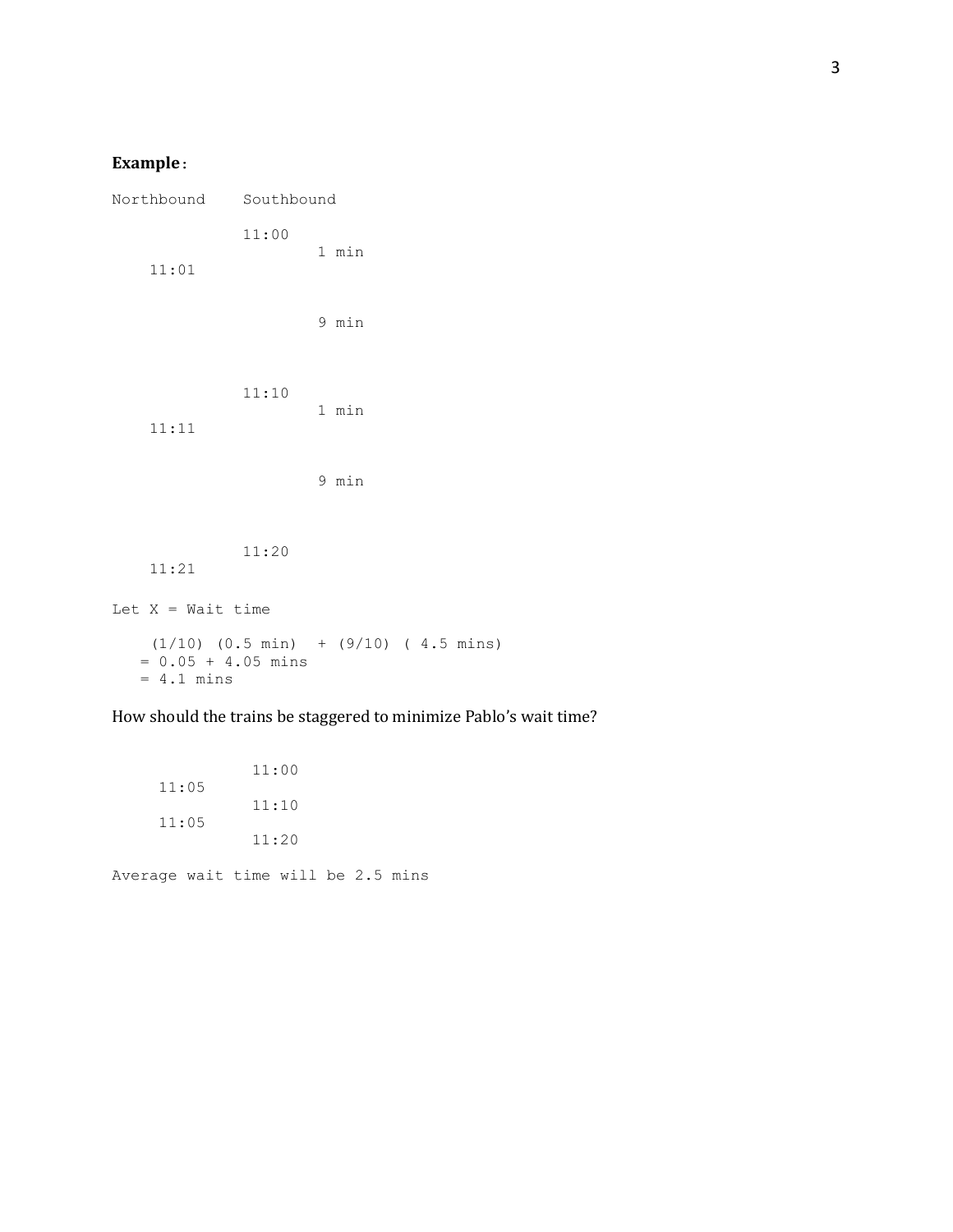**Example:**

```
Northbound    Southbound

              11:00
                      1 min
    11:01


                      9 min



              11:10
                      1 min
    11:11


                      9 min



              11:20
    11:21

Let X = Wait time

    (1/10) (0.5 min)  + (9/10) ( 4.5 mins)
   = 0.05 + 4.05 mins
   = 4.1 mins
```

How should the trains be staggered to minimize Pablo's wait time?

```
               11:00
     11:05
               11:10
     11:05
               11:20

Average wait time will be 2.5 mins
```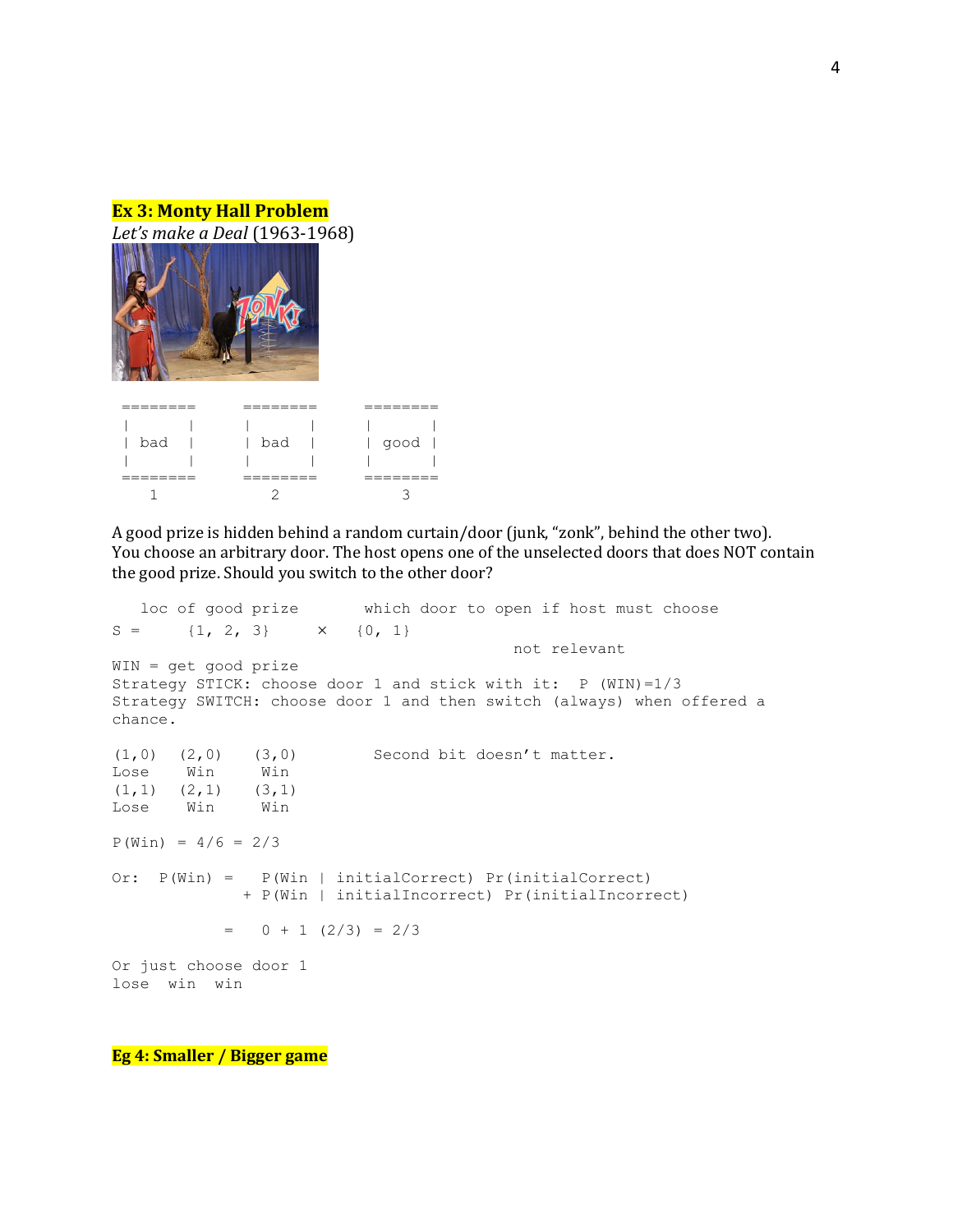**Ex 3: Monty Hall Problem**

*Let's make a Deal* (1963-1968)

```
========      ========      ========
 |      |      |      |      |      |
 | bad  |      | bad  |      | good |
 |      |      |      |      |      |
========      ========      ========
    1             2             3
```

A good prize is hidden behind a random curtain/door (junk, "zonk", behind the other two). You choose an arbitrary door. The host opens one of the unselected doors that does NOT contain the good prize. Should you switch to the other door?

```
   loc of good prize       which door to open if host must choose
S =      {1, 2, 3}     ×   {0, 1}
                                                not relevant
WIN = get good prize
Strategy STICK: choose door 1 and stick with it:  P (WIN)=1/3
Strategy SWITCH: choose door 1 and then switch (always) when offered a
chance.

(1,0)  (2,0)   (3,0)        Second bit doesn't matter.
Lose    Win     Win
(1,1)  (2,1)   (3,1)
Lose    Win     Win

P(Win) = 4/6 = 2/3

Or:  P(Win) =    P(Win | initialCorrect) Pr(initialCorrect)
               + P(Win | initialIncorrect) Pr(initialIncorrect)

             =   0 + 1 (2/3) = 2/3

Or just choose door 1
lose  win  win
```

**Eg 4: Smaller / Bigger game**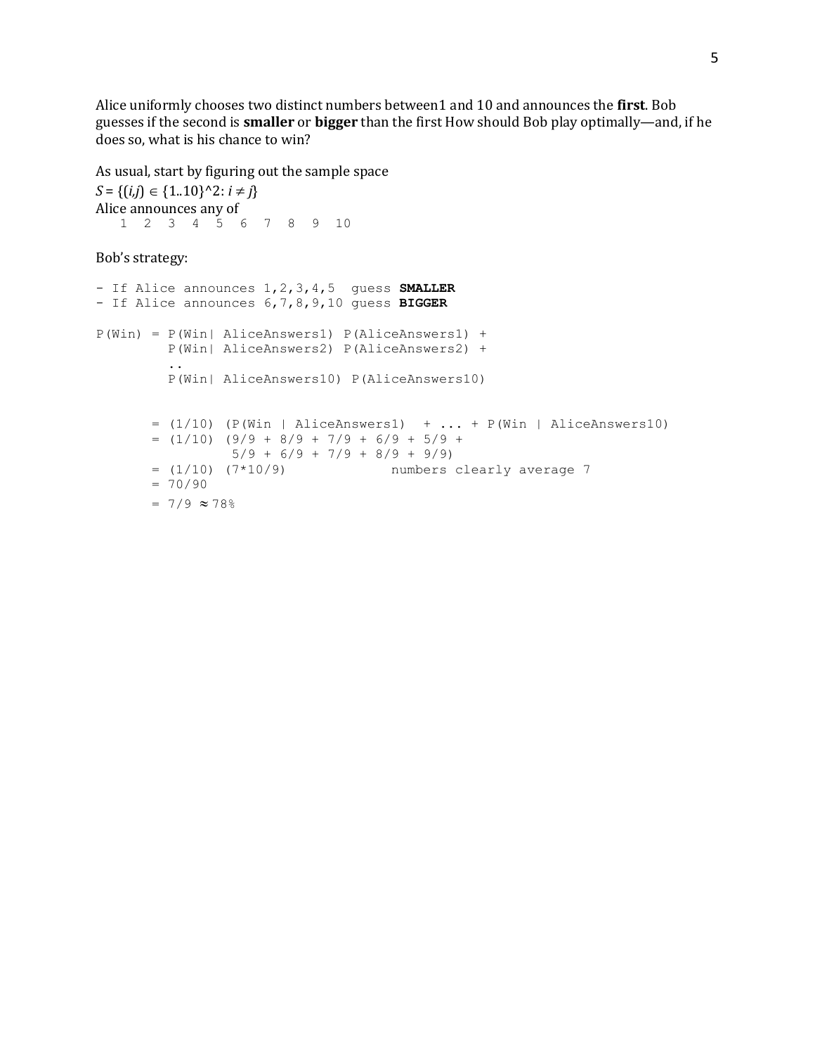Alice uniformly chooses two distinct numbers between1 and 10 and announces the **first**. Bob guesses if the second is **smaller** or **bigger** than the first How should Bob play optimally—and, if he does so, what is his chance to win?

As usual, start by figuring out the sample space

$S = \{(i,j) \in \{1..10\}^2 : i \neq j\}$

Alice announces any of

```
   1  2  3  4  5  6  7  8  9  10
```

Bob's strategy:

```
- If Alice announces 1,2,3,4,5  guess SMALLER
- If Alice announces 6,7,8,9,10 guess BIGGER

P(Win) = P(Win| AliceAnswers1) P(AliceAnswers1) +
         P(Win| AliceAnswers2) P(AliceAnswers2) +
         ..
         P(Win| AliceAnswers10) P(AliceAnswers10)


       = (1/10) (P(Win | AliceAnswers1)  + ... + P(Win | AliceAnswers10)
       = (1/10) (9/9 + 8/9 + 7/9 + 6/9 + 5/9 +
                 5/9 + 6/9 + 7/9 + 8/9 + 9/9)
       = (1/10) (7*10/9)            numbers clearly average 7
       = 70/90
       = 7/9 ≈ 78%
```